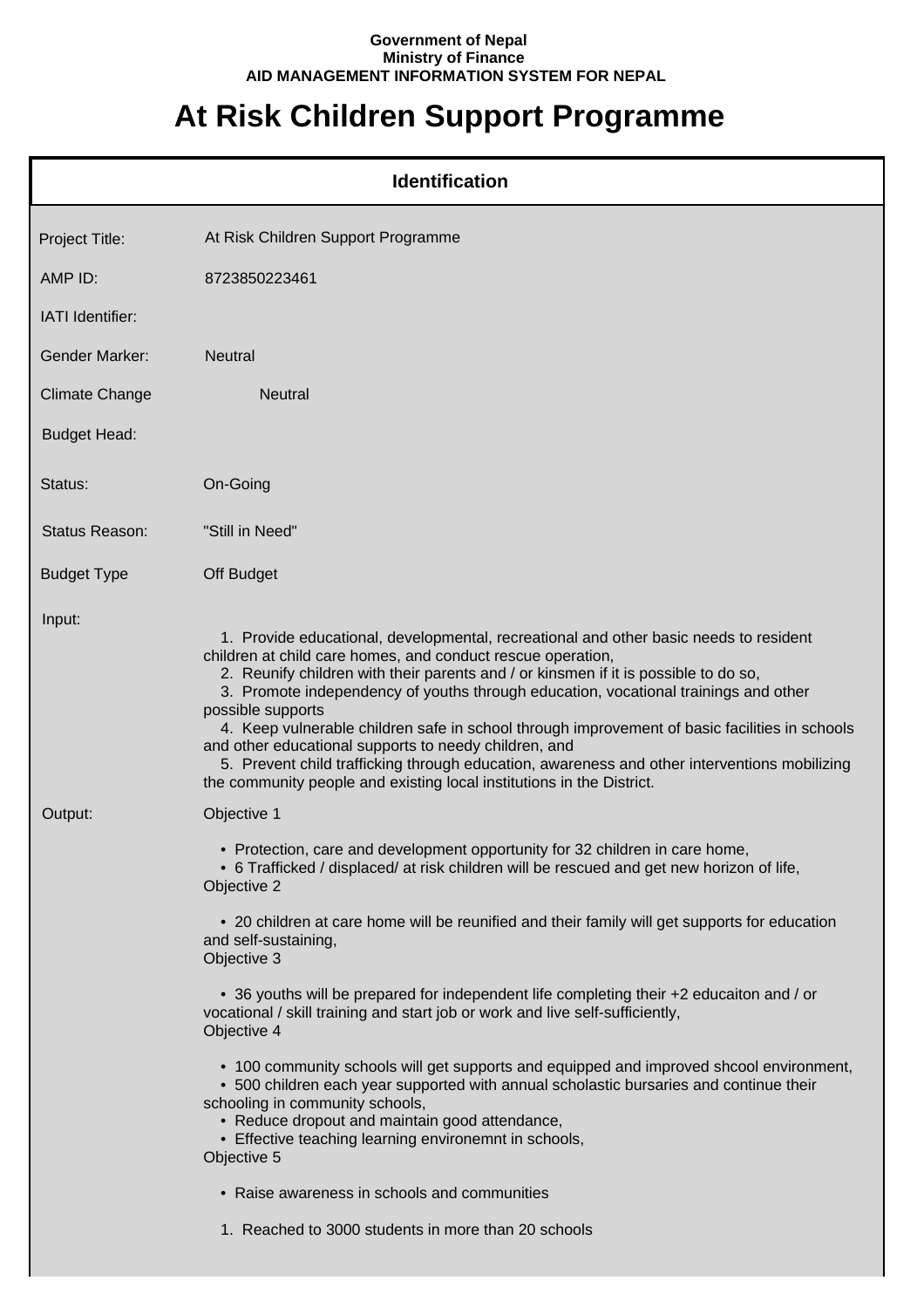Government of Nepal
Ministry of Finance
AID MANAGEMENT INFORMATION SYSTEM FOR NEPAL

# At Risk Children Support Programme

## Identification

| | |
|---|---|
| Project Title: | At Risk Children Support Programme |
| AMP ID: | 8723850223461 |
| IATI Identifier: | |
| Gender Marker: | Neutral |
| Climate Change | Neutral |
| Budget Head: | |
| Status: | On-Going |
| Status Reason: | "Still in Need" |
| Budget Type | Off Budget |

**Input:**

1. Provide educational, developmental, recreational and other basic needs to resident children at child care homes, and conduct rescue operation,
2. Reunify children with their parents and / or kinsmen if it is possible to do so,
3. Promote independency of youths through education, vocational trainings and other possible supports
4. Keep vulnerable children safe in school through improvement of basic facilities in schools and other educational supports to needy children, and
5. Prevent child trafficking through education, awareness and other interventions mobilizing the community people and existing local institutions in the District.

**Output:**

Objective 1

- Protection, care and development opportunity for 32 children in care home,
- 6 Trafficked / displaced/ at risk children will be rescued and get new horizon of life,

Objective 2

- 20 children at care home will be reunified and their family will get supports for education and self-sustaining,

Objective 3

- 36 youths will be prepared for independent life completing their +2 educaiton and / or vocational / skill training and start job or work and live self-sufficiently,

Objective 4

- 100 community schools will get supports and equipped and improved shcool environment,
- 500 children each year supported with annual scholastic bursaries and continue their schooling in community schools,
- Reduce dropout and maintain good attendance,
- Effective teaching learning environemnt in schools,

Objective 5

- Raise awareness in schools and communities

1. Reached to 3000 students in more than 20 schools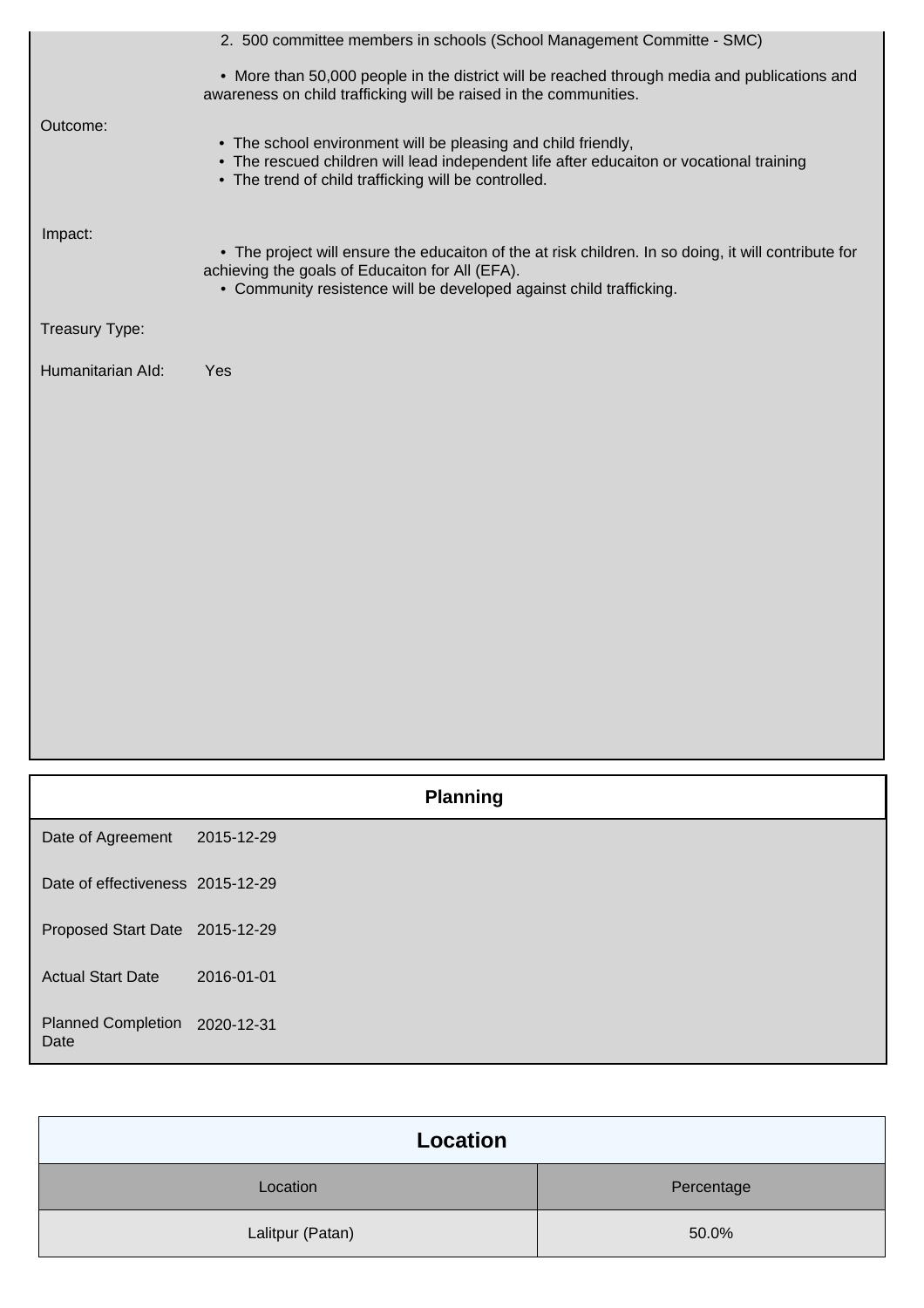2. 500 committee members in schools (School Management Committe - SMC)

- More than 50,000 people in the district will be reached through media and publications and awareness on child trafficking will be raised in the communities.

Outcome:

- The school environment will be pleasing and child friendly,
- The rescued children will lead independent life after educaiton or vocational training
- The trend of child trafficking will be controlled.

Impact:

- The project will ensure the educaiton of the at risk children. In so doing, it will contribute for achieving the goals of Educaiton for All (EFA).
- Community resistence will be developed against child trafficking.

Treasury Type:

Humanitarian AId: Yes

## Planning

| | |
|---|---|
| Date of Agreement | 2015-12-29 |
| Date of effectiveness | 2015-12-29 |
| Proposed Start Date | 2015-12-29 |
| Actual Start Date | 2016-01-01 |
| Planned Completion Date | 2020-12-31 |

## Location

| Location | Percentage |
|---|---|
| Lalitpur (Patan) | 50.0% |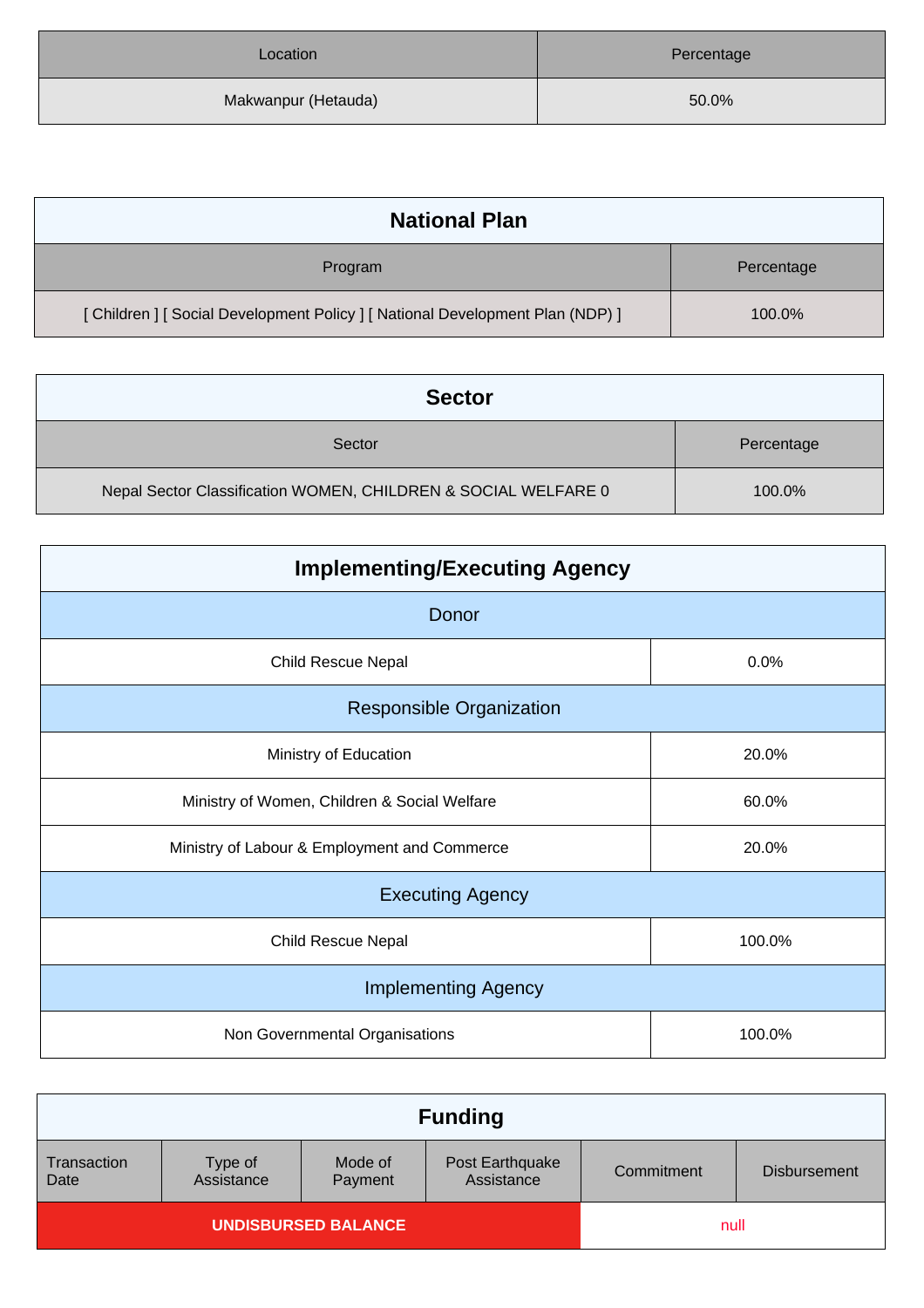| Location | Percentage |
| --- | --- |
| Makwanpur (Hetauda) | 50.0% |

## National Plan

| Program | Percentage |
| --- | --- |
| [ Children ] [ Social Development Policy ] [ National Development Plan (NDP) ] | 100.0% |

## Sector

| Sector | Percentage |
| --- | --- |
| Nepal Sector Classification WOMEN, CHILDREN & SOCIAL WELFARE 0 | 100.0% |

## Implementing/Executing Agency

| Donor | |
| --- | --- |
| Child Rescue Nepal | 0.0% |
| **Responsible Organization** | |
| Ministry of Education | 20.0% |
| Ministry of Women, Children & Social Welfare | 60.0% |
| Ministry of Labour & Employment and Commerce | 20.0% |
| **Executing Agency** | |
| Child Rescue Nepal | 100.0% |
| **Implementing Agency** | |
| Non Governmental Organisations | 100.0% |

## Funding

| Transaction Date | Type of Assistance | Mode of Payment | Post Earthquake Assistance | Commitment | Disbursement |
| --- | --- | --- | --- | --- | --- |
| UNDISBURSED BALANCE | | | | null | |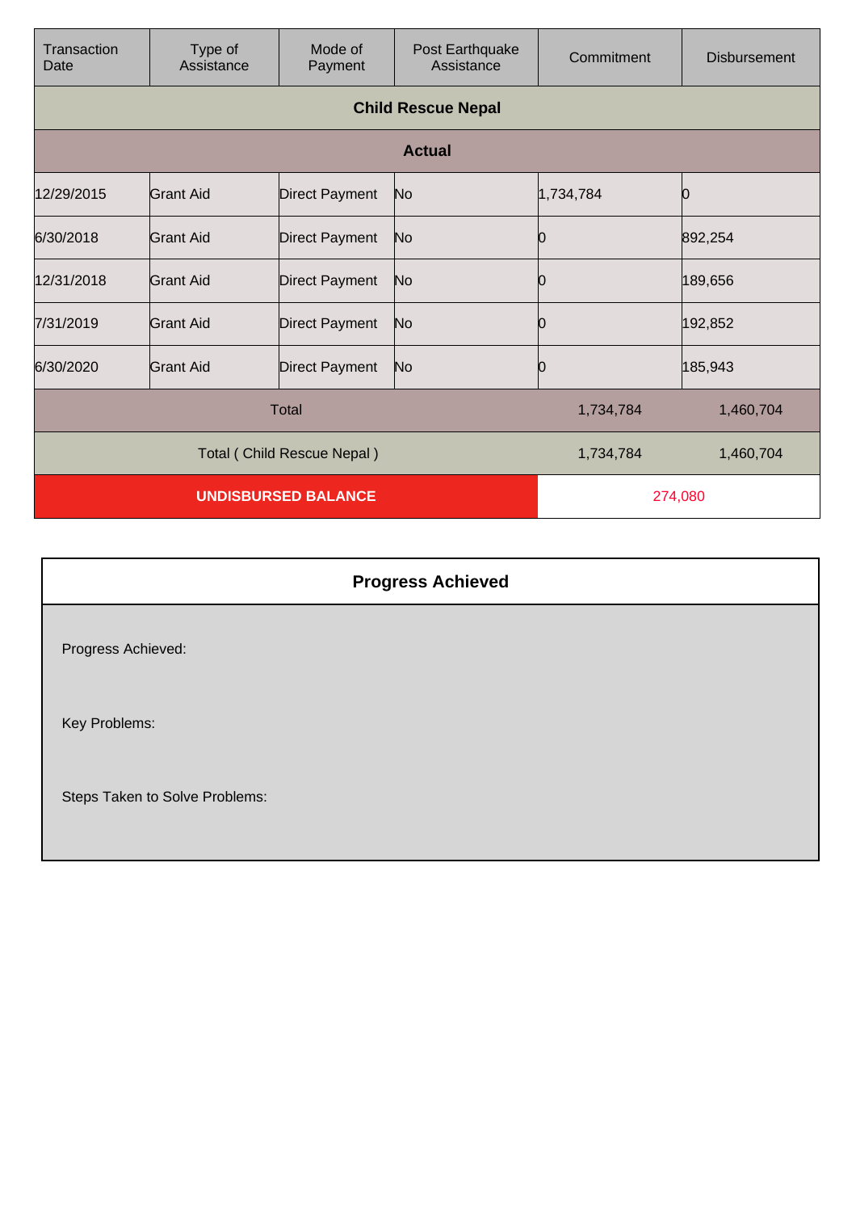| Transaction Date | Type of Assistance | Mode of Payment | Post Earthquake Assistance | Commitment | Disbursement |
|---|---|---|---|---|---|
| **Child Rescue Nepal** | | | | | |
| **Actual** | | | | | |
| 12/29/2015 | Grant Aid | Direct Payment | No | 1,734,784 | 0 |
| 6/30/2018 | Grant Aid | Direct Payment | No | 0 | 892,254 |
| 12/31/2018 | Grant Aid | Direct Payment | No | 0 | 189,656 |
| 7/31/2019 | Grant Aid | Direct Payment | No | 0 | 192,852 |
| 6/30/2020 | Grant Aid | Direct Payment | No | 0 | 185,943 |
| Total | | | | 1,734,784 | 1,460,704 |
| Total ( Child Rescue Nepal ) | | | | 1,734,784 | 1,460,704 |
| **UNDISBURSED BALANCE** | | | | 274,080 | |

## Progress Achieved

Progress Achieved:

Key Problems:

Steps Taken to Solve Problems: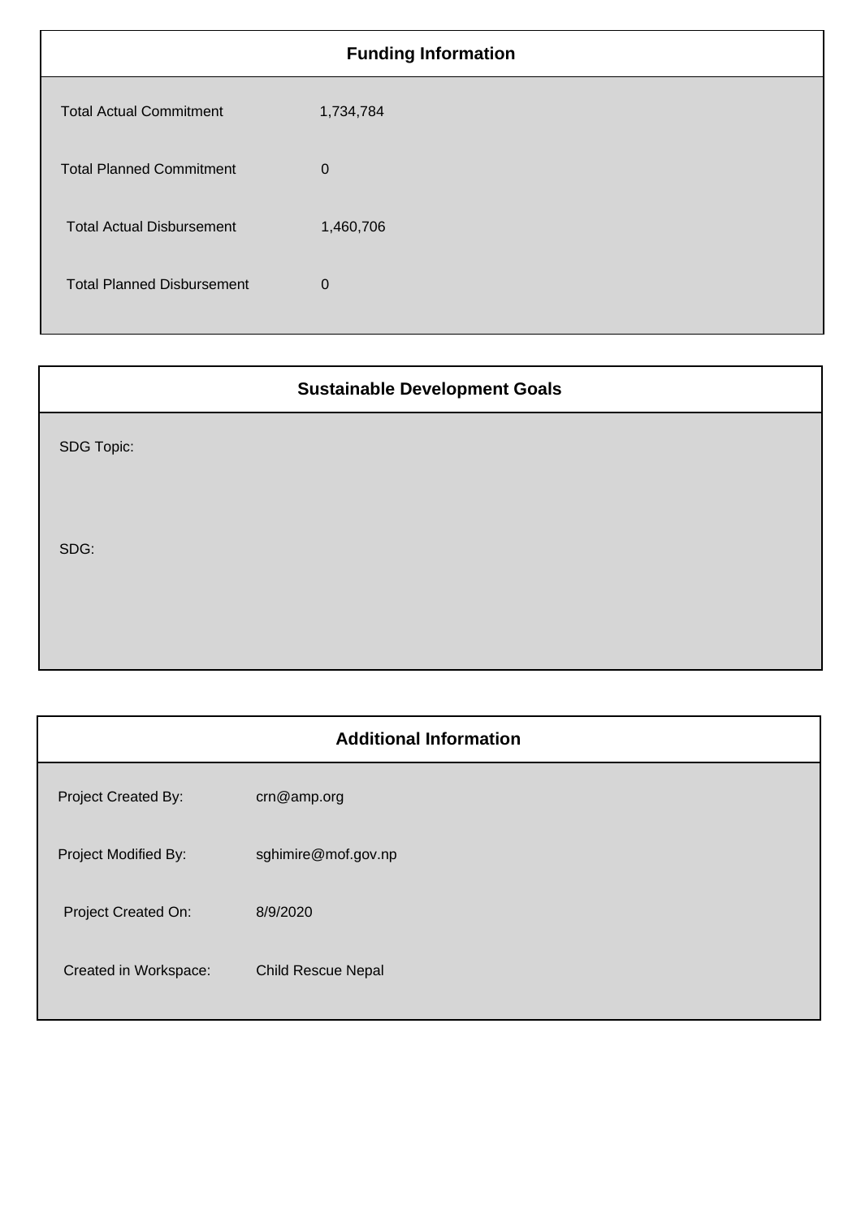## Funding Information

| | |
|---|---|
| Total Actual Commitment | 1,734,784 |
| Total Planned Commitment | 0 |
| Total Actual Disbursement | 1,460,706 |
| Total Planned Disbursement | 0 |

## Sustainable Development Goals

SDG Topic:

SDG:

## Additional Information

| | |
|---|---|
| Project Created By: | crn@amp.org |
| Project Modified By: | sghimire@mof.gov.np |
| Project Created On: | 8/9/2020 |
| Created in Workspace: | Child Rescue Nepal |